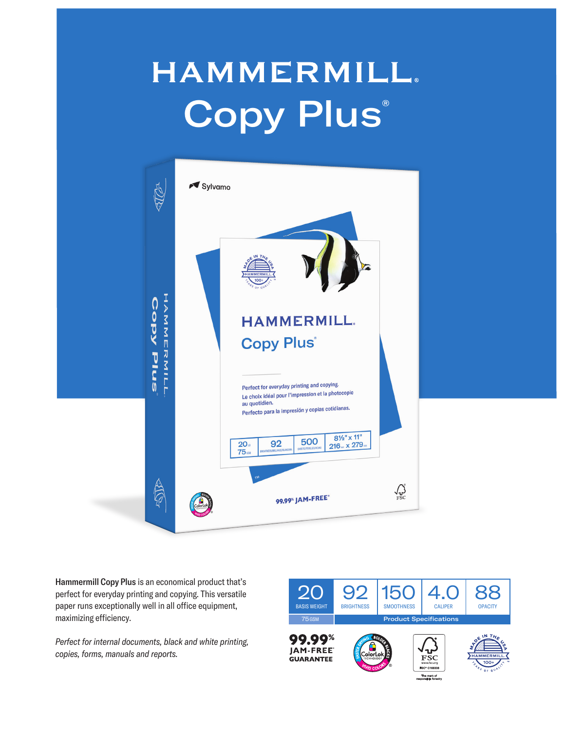# HAMMERMILL

# Copy Plus®

**Hammermill Copy Plus** is an economical product that's perfect for everyday printing and copying. This versatile paper runs exceptionally well in all office equipment, maximizing efficiency.

*Perfect for internal documents, black and white printing, copies, forms, manuals and reports.*

| 20 BASIS WEIGHT | 92 BRIGHTNESS | 150 SMOOTHNESS | 4.0 CALIPER | 88 OPACITY |
|---|---|---|---|---|
| 75 GSM | Product Specifications | | | |

**99.99% JAM-FREE® GUARANTEE**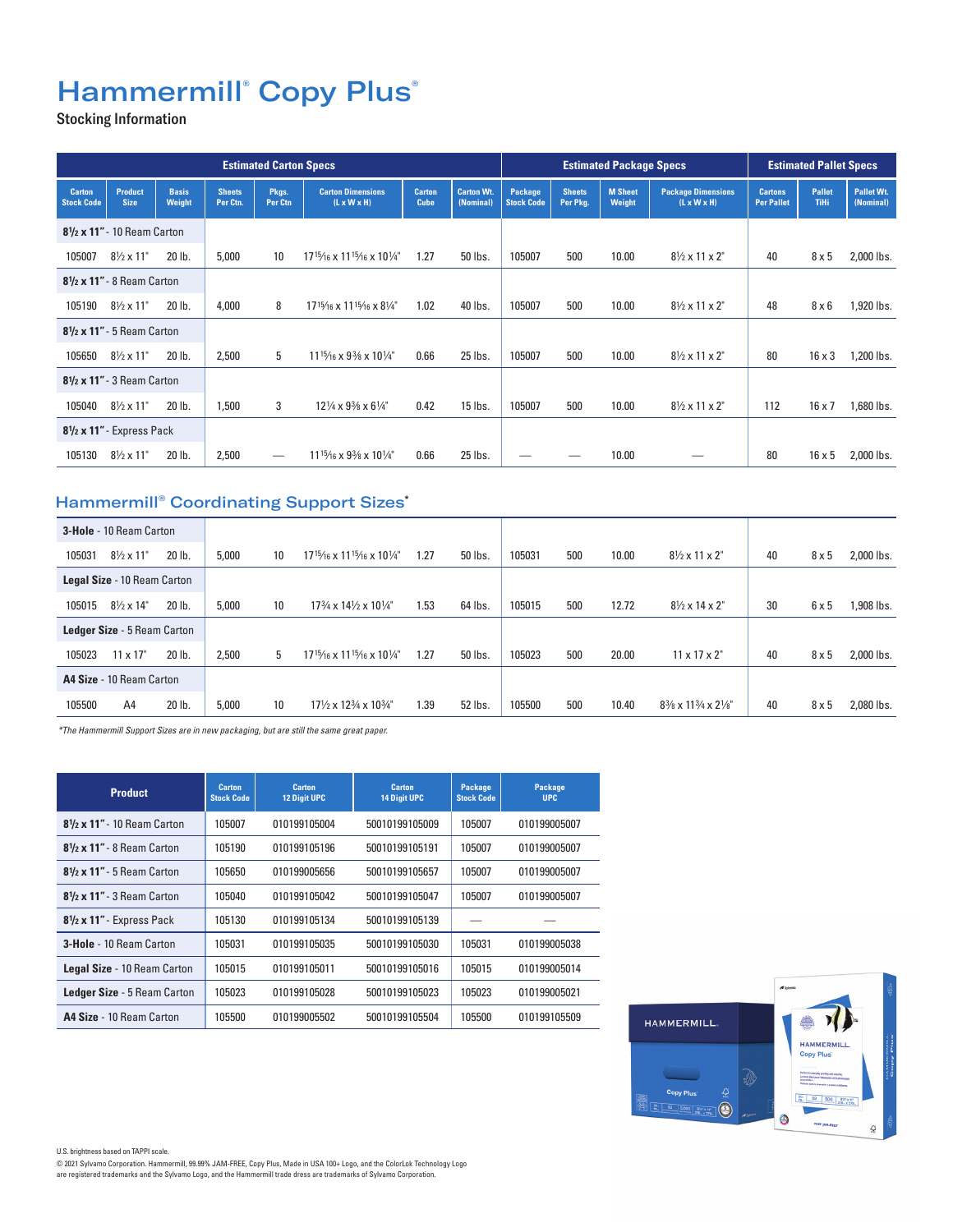# Hammermill® Copy Plus®

Stocking Information

| Estimated Carton Specs | | | | | | | | Estimated Package Specs | | | | | Estimated Pallet Specs | | |
|---|---|---|---|---|---|---|---|---|---|---|---|---|---|---|---|
| Carton Stock Code | Product Size | Basis Weight | Sheets Per Ctn. | Pkgs. Per Ctn | Carton Dimensions (L x W x H) | Carton Cube | Carton Wt. (Nominal) | Package Stock Code | Sheets Per Pkg. | M Sheet Weight | Package Dimensions (L x W x H) | Cartons Per Pallet | Pallet TiHi | Pallet Wt. (Nominal) |
| **8½ x 11"** - 10 Ream Carton | | | | | | | | | | | | | | |
| 105007 | 8½ x 11" | 20 lb. | 5,000 | 10 | 17¹⁵⁄₁₆ x 11¹⁵⁄₁₆ x 10¼" | 1.27 | 50 lbs. | 105007 | 500 | 10.00 | 8½ x 11 x 2" | 40 | 8 x 5 | 2,000 lbs. |
| **8½ x 11"** - 8 Ream Carton | | | | | | | | | | | | | | |
| 105190 | 8½ x 11" | 20 lb. | 4,000 | 8 | 17¹⁵⁄₁₆ x 11¹⁵⁄₁₆ x 8¼" | 1.02 | 40 lbs. | 105007 | 500 | 10.00 | 8½ x 11 x 2" | 48 | 8 x 6 | 1,920 lbs. |
| **8½ x 11"** - 5 Ream Carton | | | | | | | | | | | | | | |
| 105650 | 8½ x 11" | 20 lb. | 2,500 | 5 | 11¹⁵⁄₁₆ x 9⅜ x 10¼" | 0.66 | 25 lbs. | 105007 | 500 | 10.00 | 8½ x 11 x 2" | 80 | 16 x 3 | 1,200 lbs. |
| **8½ x 11"** - 3 Ream Carton | | | | | | | | | | | | | | |
| 105040 | 8½ x 11" | 20 lb. | 1,500 | 3 | 12¼ x 9⅜ x 6¼" | 0.42 | 15 lbs. | 105007 | 500 | 10.00 | 8½ x 11 x 2" | 112 | 16 x 7 | 1,680 lbs. |
| **8½ x 11"** - Express Pack | | | | | | | | | | | | | | |
| 105130 | 8½ x 11" | 20 lb. | 2,500 | — | 11¹⁵⁄₁₆ x 9⅜ x 10¼" | 0.66 | 25 lbs. | — | — | 10.00 | — | 80 | 16 x 5 | 2,000 lbs. |

## Hammermill® Coordinating Support Sizes*

| Carton Stock Code | Product Size | Basis Weight | Sheets Per Ctn. | Pkgs. Per Ctn | Carton Dimensions (L x W x H) | Carton Cube | Carton Wt. (Nominal) | Package Stock Code | Sheets Per Pkg. | M Sheet Weight | Package Dimensions (L x W x H) | Cartons Per Pallet | Pallet TiHi | Pallet Wt. (Nominal) |
|---|---|---|---|---|---|---|---|---|---|---|---|---|---|---|
| **3-Hole** - 10 Ream Carton | | | | | | | | | | | | | | |
| 105031 | 8½ x 11" | 20 lb. | 5,000 | 10 | 17¹⁵⁄₁₆ x 11¹⁵⁄₁₆ x 10¼" | 1.27 | 50 lbs. | 105031 | 500 | 10.00 | 8½ x 11 x 2" | 40 | 8 x 5 | 2,000 lbs. |
| **Legal Size** - 10 Ream Carton | | | | | | | | | | | | | | |
| 105015 | 8½ x 14" | 20 lb. | 5,000 | 10 | 17¾ x 14½ x 10¼" | 1.53 | 64 lbs. | 105015 | 500 | 12.72 | 8½ x 14 x 2" | 30 | 6 x 5 | 1,908 lbs. |
| **Ledger Size** - 5 Ream Carton | | | | | | | | | | | | | | |
| 105023 | 11 x 17" | 20 lb. | 2,500 | 5 | 17¹⁵⁄₁₆ x 11¹⁵⁄₁₆ x 10¼" | 1.27 | 50 lbs. | 105023 | 500 | 20.00 | 11 x 17 x 2" | 40 | 8 x 5 | 2,000 lbs. |
| **A4 Size** - 10 Ream Carton | | | | | | | | | | | | | | |
| 105500 | A4 | 20 lb. | 5,000 | 10 | 17½ x 12¾ x 10¾" | 1.39 | 52 lbs. | 105500 | 500 | 10.40 | 8⅜ x 11¾ x 2⅛" | 40 | 8 x 5 | 2,080 lbs. |

*\*The Hammermill Support Sizes are in new packaging, but are still the same great paper.*

| Product | Carton Stock Code | Carton 12 Digit UPC | Carton 14 Digit UPC | Package Stock Code | Package UPC |
|---|---|---|---|---|---|
| **8½ x 11"** - 10 Ream Carton | 105007 | 010199105004 | 50010199105009 | 105007 | 010199005007 |
| **8½ x 11"** - 8 Ream Carton | 105190 | 010199105196 | 50010199105191 | 105007 | 010199005007 |
| **8½ x 11"** - 5 Ream Carton | 105650 | 010199005656 | 50010199105657 | 105007 | 010199005007 |
| **8½ x 11"** - 3 Ream Carton | 105040 | 010199105042 | 50010199105047 | 105007 | 010199005007 |
| **8½ x 11"** - Express Pack | 105130 | 010199105134 | 50010199105139 | — | — |
| **3-Hole** - 10 Ream Carton | 105031 | 010199105035 | 50010199105030 | 105031 | 010199005038 |
| **Legal Size** - 10 Ream Carton | 105015 | 010199105011 | 50010199105016 | 105015 | 010199005014 |
| **Ledger Size** - 5 Ream Carton | 105023 | 010199105028 | 50010199105023 | 105023 | 010199005021 |
| **A4 Size** - 10 Ream Carton | 105500 | 010199005502 | 50010199105504 | 105500 | 010199105509 |

U.S. brightness based on TAPPI scale.

© 2021 Sylvamo Corporation. Hammermill, 99.99% JAM-FREE, Copy Plus, Made in USA 100+ Logo, and the ColorLok Technology Logo are registered trademarks and the Sylvamo Logo, and the Hammermill trade dress are trademarks of Sylvamo Corporation.